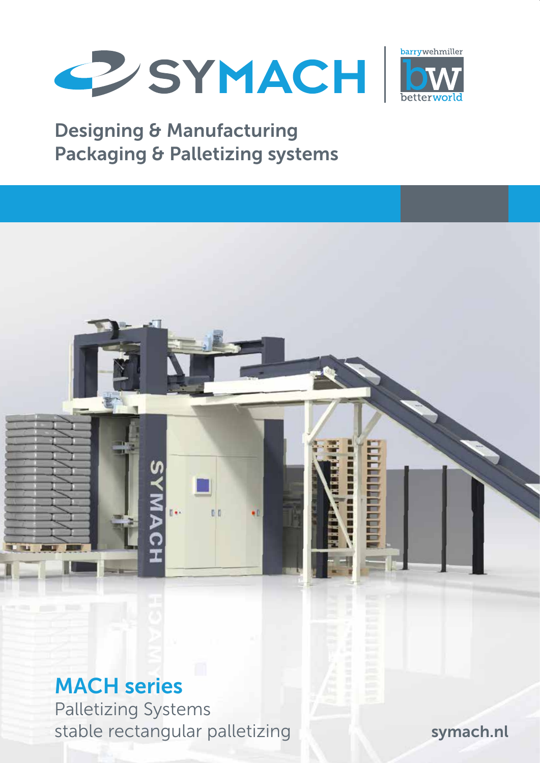SYMACH

barrywehmiller bw betterworld

Designing & Manufacturing
Packaging & Palletizing systems

# MACH series

Palletizing Systems
stable rectangular palletizing

symach.nl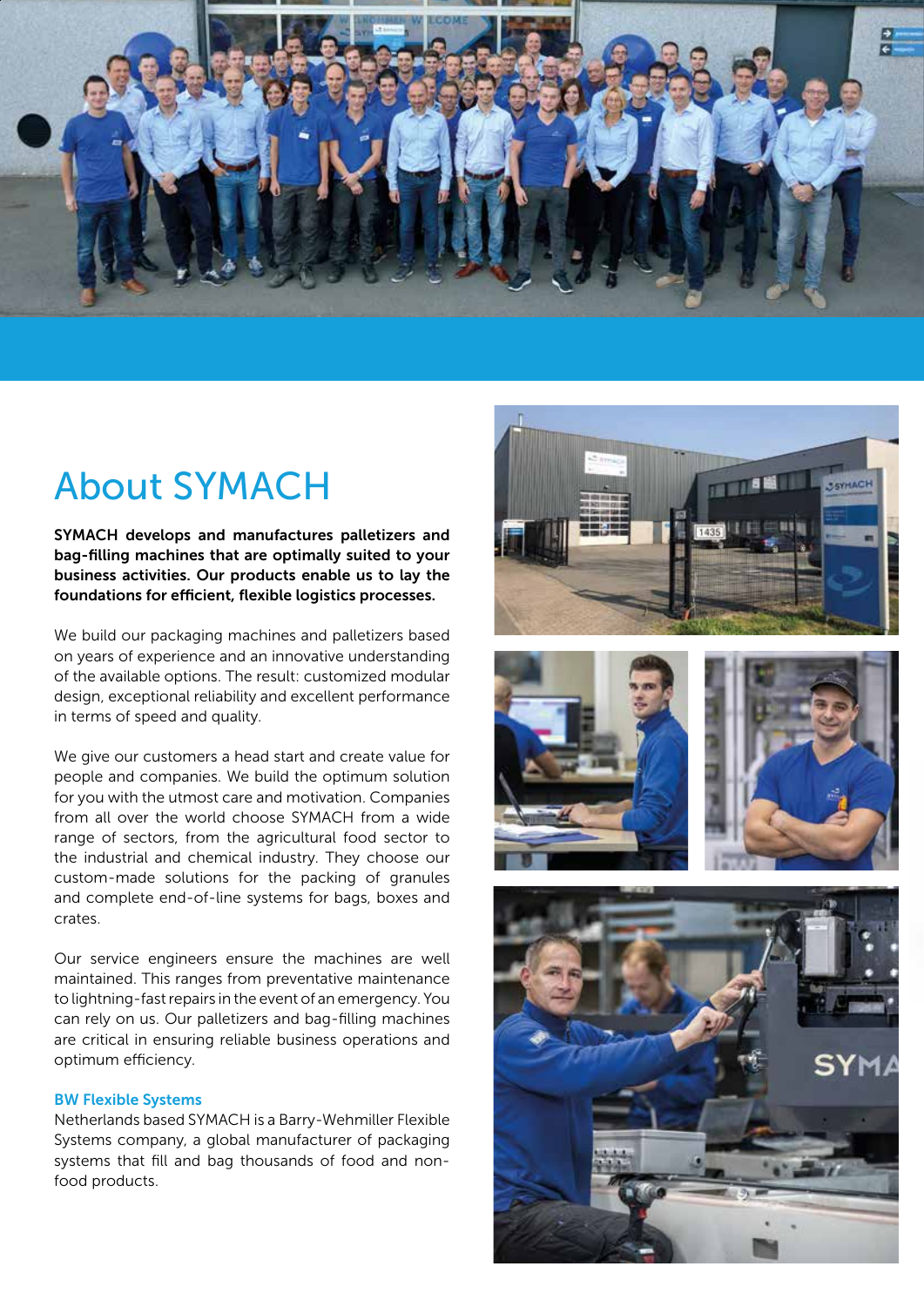# About SYMACH

**SYMACH develops and manufactures palletizers and bag-filling machines that are optimally suited to your business activities. Our products enable us to lay the foundations for efficient, flexible logistics processes.**

We build our packaging machines and palletizers based on years of experience and an innovative understanding of the available options. The result: customized modular design, exceptional reliability and excellent performance in terms of speed and quality.

We give our customers a head start and create value for people and companies. We build the optimum solution for you with the utmost care and motivation. Companies from all over the world choose SYMACH from a wide range of sectors, from the agricultural food sector to the industrial and chemical industry. They choose our custom-made solutions for the packing of granules and complete end-of-line systems for bags, boxes and crates.

Our service engineers ensure the machines are well maintained. This ranges from preventative maintenance to lightning-fast repairs in the event of an emergency. You can rely on us. Our palletizers and bag-filling machines are critical in ensuring reliable business operations and optimum efficiency.

### BW Flexible Systems

Netherlands based SYMACH is a Barry-Wehmiller Flexible Systems company, a global manufacturer of packaging systems that fill and bag thousands of food and non-food products.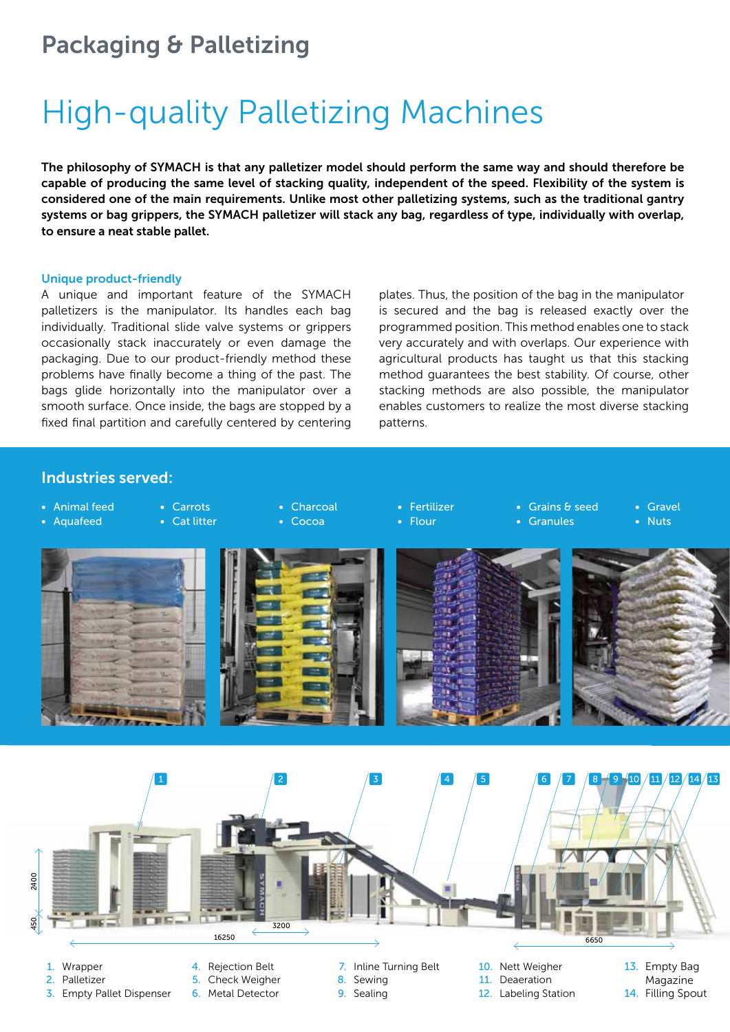## Packaging & Palletizing

# High-quality Palletizing Machines

**The philosophy of SYMACH is that any palletizer model should perform the same way and should therefore be capable of producing the same level of stacking quality, independent of the speed. Flexibility of the system is considered one of the main requirements. Unlike most other palletizing systems, such as the traditional gantry systems or bag grippers, the SYMACH palletizer will stack any bag, regardless of type, individually with overlap, to ensure a neat stable pallet.**

### Unique product-friendly

A unique and important feature of the SYMACH palletizers is the manipulator. Its handles each bag individually. Traditional slide valve systems or grippers occasionally stack inaccurately or even damage the packaging. Due to our product-friendly method these problems have finally become a thing of the past. The bags glide horizontally into the manipulator over a smooth surface. Once inside, the bags are stopped by a fixed final partition and carefully centered by centering plates. Thus, the position of the bag in the manipulator is secured and the bag is released exactly over the programmed position. This method enables one to stack very accurately and with overlaps. Our experience with agricultural products has taught us that this stacking method guarantees the best stability. Of course, other stacking methods are also possible, the manipulator enables customers to realize the most diverse stacking patterns.

### Industries served:

- Animal feed
- Aquafeed
- Carrots
- Cat litter
- Charcoal
- Cocoa
- Fertilizer
- Flour
- Grains & seed
- Granules
- Gravel
- Nuts

2400 450 16250 3200 6650

1. Wrapper
2. Palletizer
3. Empty Pallet Dispenser
4. Rejection Belt
5. Check Weigher
6. Metal Detector
7. Inline Turning Belt
8. Sewing
9. Sealing
10. Nett Weigher
11. Deaeration
12. Labeling Station
13. Empty Bag Magazine
14. Filling Spout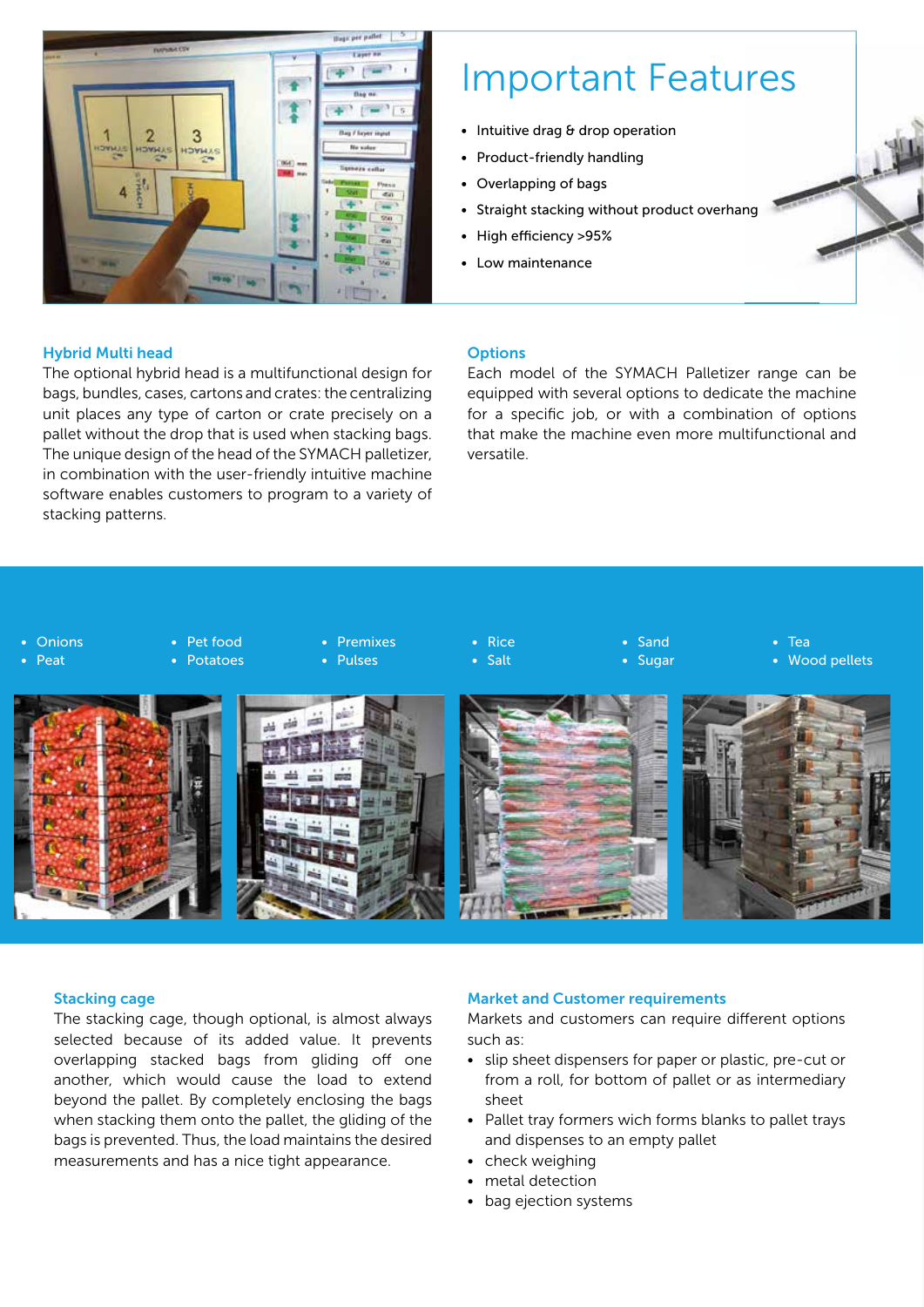## Important Features

- Intuitive drag & drop operation
- Product-friendly handling
- Overlapping of bags
- Straight stacking without product overhang
- High efficiency >95%
- Low maintenance

### Hybrid Multi head

The optional hybrid head is a multifunctional design for bags, bundles, cases, cartons and crates: the centralizing unit places any type of carton or crate precisely on a pallet without the drop that is used when stacking bags. The unique design of the head of the SYMACH palletizer, in combination with the user-friendly intuitive machine software enables customers to program to a variety of stacking patterns.

### Options

Each model of the SYMACH Palletizer range can be equipped with several options to dedicate the machine for a specific job, or with a combination of options that make the machine even more multifunctional and versatile.

- Onions
- Peat
- Pet food
- Potatoes
- Premixes
- Pulses
- Rice
- Salt
- Sand
- Sugar
- Tea
- Wood pellets

### Stacking cage

The stacking cage, though optional, is almost always selected because of its added value. It prevents overlapping stacked bags from gliding off one another, which would cause the load to extend beyond the pallet. By completely enclosing the bags when stacking them onto the pallet, the gliding of the bags is prevented. Thus, the load maintains the desired measurements and has a nice tight appearance.

### Market and Customer requirements

Markets and customers can require different options such as:

- slip sheet dispensers for paper or plastic, pre-cut or from a roll, for bottom of pallet or as intermediary sheet
- Pallet tray formers wich forms blanks to pallet trays and dispenses to an empty pallet
- check weighing
- metal detection
- bag ejection systems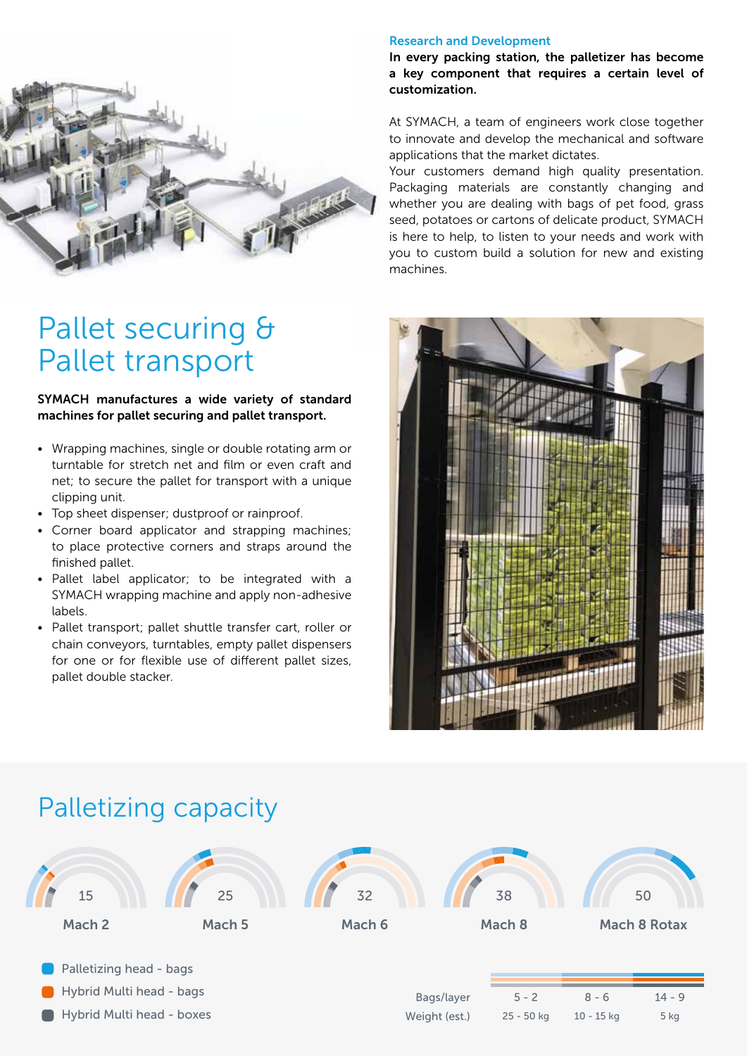## Research and Development

**In every packing station, the palletizer has become a key component that requires a certain level of customization.**

At SYMACH, a team of engineers work close together to innovate and develop the mechanical and software applications that the market dictates.
Your customers demand high quality presentation. Packaging materials are constantly changing and whether you are dealing with bags of pet food, grass seed, potatoes or cartons of delicate product, SYMACH is here to help, to listen to your needs and work with you to custom build a solution for new and existing machines.

# Pallet securing & Pallet transport

**SYMACH manufactures a wide variety of standard machines for pallet securing and pallet transport.**

- Wrapping machines, single or double rotating arm or turntable for stretch net and film or even craft and net; to secure the pallet for transport with a unique clipping unit.
- Top sheet dispenser; dustproof or rainproof.
- Corner board applicator and strapping machines; to place protective corners and straps around the finished pallet.
- Pallet label applicator; to be integrated with a SYMACH wrapping machine and apply non-adhesive labels.
- Pallet transport; pallet shuttle transfer cart, roller or chain conveyors, turntables, empty pallet dispensers for one or for flexible use of different pallet sizes, pallet double stacker.

# Palletizing capacity

| Mach 2 | Mach 5 | Mach 6 | Mach 8 | Mach 8 Rotax |
|---|---|---|---|---|
| 15 | 25 | 32 | 38 | 50 |

- Palletizing head - bags
- Hybrid Multi head - bags
- Hybrid Multi head - boxes

| | | | |
|---|---|---|---|
| Bags/layer | 5 - 2 | 8 - 6 | 14 - 9 |
| Weight (est.) | 25 - 50 kg | 10 - 15 kg | 5 kg |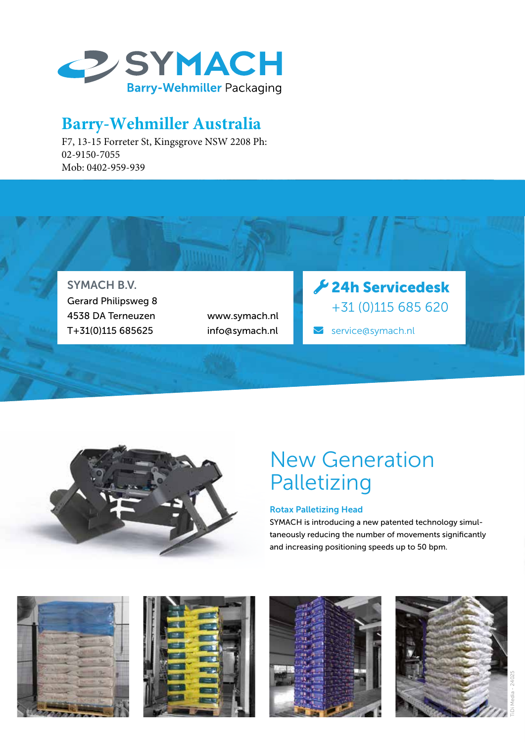SYMACH
Barry-Wehmiller Packaging

## Barry-Wehmiller Australia

F7, 13-15 Forreter St, Kingsgrove NSW 2208 Ph: 02-9150-7055
Mob: 0402-959-939

SYMACH B.V.
Gerard Philipsweg 8
4538 DA Terneuzen
T+31(0)115 685625

www.symach.nl
info@symach.nl

**24h Servicedesk**
+31 (0)115 685 620
service@symach.nl

# New Generation Palletizing

**Rotax Palletizing Head**

SYMACH is introducing a new patented technology simultaneously reducing the number of movements significantly and increasing positioning speeds up to 50 bpm.

TIDi Media - 24025